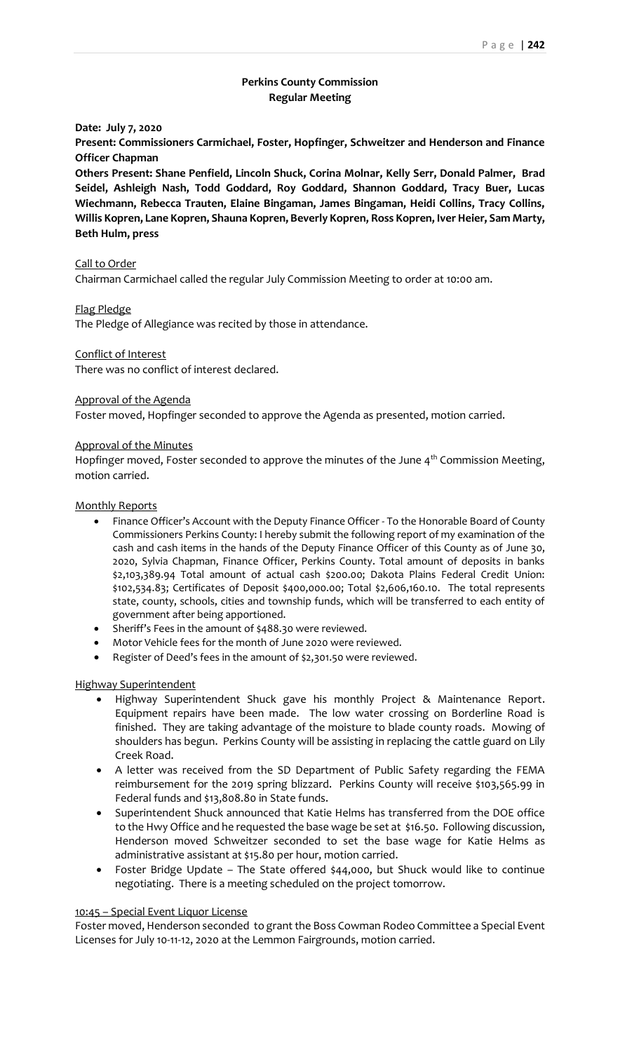# Perkins County Commission
## Regular Meeting

**Date: July 7, 2020**

**Present: Commissioners Carmichael, Foster, Hopfinger, Schweitzer and Henderson and Finance Officer Chapman**

**Others Present: Shane Penfield, Lincoln Shuck, Corina Molnar, Kelly Serr, Donald Palmer, Brad Seidel, Ashleigh Nash, Todd Goddard, Roy Goddard, Shannon Goddard, Tracy Buer, Lucas Wiechmann, Rebecca Trauten, Elaine Bingaman, James Bingaman, Heidi Collins, Tracy Collins, Willis Kopren, Lane Kopren, Shauna Kopren, Beverly Kopren, Ross Kopren, Iver Heier, Sam Marty, Beth Hulm, press**

Call to Order

Chairman Carmichael called the regular July Commission Meeting to order at 10:00 am.

Flag Pledge

The Pledge of Allegiance was recited by those in attendance.

Conflict of Interest

There was no conflict of interest declared.

Approval of the Agenda

Foster moved, Hopfinger seconded to approve the Agenda as presented, motion carried.

Approval of the Minutes

Hopfinger moved, Foster seconded to approve the minutes of the June 4th Commission Meeting, motion carried.

Monthly Reports

- Finance Officer's Account with the Deputy Finance Officer - To the Honorable Board of County Commissioners Perkins County: I hereby submit the following report of my examination of the cash and cash items in the hands of the Deputy Finance Officer of this County as of June 30, 2020, Sylvia Chapman, Finance Officer, Perkins County. Total amount of deposits in banks $2,103,389.94 Total amount of actual cash $200.00; Dakota Plains Federal Credit Union: $102,534.83; Certificates of Deposit $400,000.00; Total $2,606,160.10. The total represents state, county, schools, cities and township funds, which will be transferred to each entity of government after being apportioned.
- Sheriff's Fees in the amount of $488.30 were reviewed.
- Motor Vehicle fees for the month of June 2020 were reviewed.
- Register of Deed's fees in the amount of $2,301.50 were reviewed.

Highway Superintendent

- Highway Superintendent Shuck gave his monthly Project & Maintenance Report. Equipment repairs have been made. The low water crossing on Borderline Road is finished. They are taking advantage of the moisture to blade county roads. Mowing of shoulders has begun. Perkins County will be assisting in replacing the cattle guard on Lily Creek Road.
- A letter was received from the SD Department of Public Safety regarding the FEMA reimbursement for the 2019 spring blizzard. Perkins County will receive $103,565.99 in Federal funds and $13,808.80 in State funds.
- Superintendent Shuck announced that Katie Helms has transferred from the DOE office to the Hwy Office and he requested the base wage be set at $16.50. Following discussion, Henderson moved Schweitzer seconded to set the base wage for Katie Helms as administrative assistant at $15.80 per hour, motion carried.
- Foster Bridge Update – The State offered $44,000, but Shuck would like to continue negotiating. There is a meeting scheduled on the project tomorrow.

10:45 – Special Event Liquor License

Foster moved, Henderson seconded to grant the Boss Cowman Rodeo Committee a Special Event Licenses for July 10-11-12, 2020 at the Lemmon Fairgrounds, motion carried.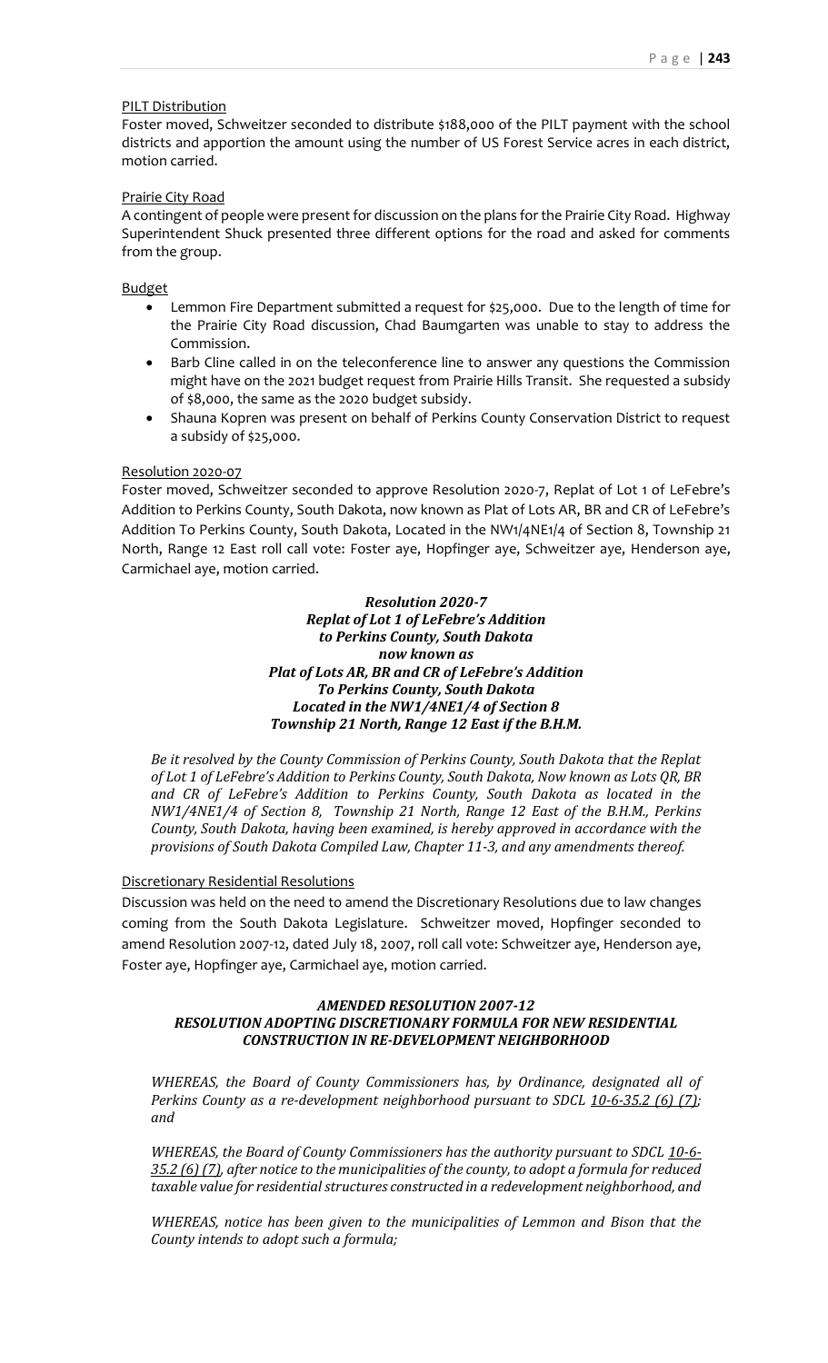PILT Distribution

Foster moved, Schweitzer seconded to distribute $188,000 of the PILT payment with the school districts and apportion the amount using the number of US Forest Service acres in each district, motion carried.

Prairie City Road

A contingent of people were present for discussion on the plans for the Prairie City Road. Highway Superintendent Shuck presented three different options for the road and asked for comments from the group.

Budget

- Lemmon Fire Department submitted a request for $25,000. Due to the length of time for the Prairie City Road discussion, Chad Baumgarten was unable to stay to address the Commission.
- Barb Cline called in on the teleconference line to answer any questions the Commission might have on the 2021 budget request from Prairie Hills Transit. She requested a subsidy of $8,000, the same as the 2020 budget subsidy.
- Shauna Kopren was present on behalf of Perkins County Conservation District to request a subsidy of $25,000.

Resolution 2020-07

Foster moved, Schweitzer seconded to approve Resolution 2020-7, Replat of Lot 1 of LeFebre's Addition to Perkins County, South Dakota, now known as Plat of Lots AR, BR and CR of LeFebre's Addition To Perkins County, South Dakota, Located in the NW1/4NE1/4 of Section 8, Township 21 North, Range 12 East roll call vote: Foster aye, Hopfinger aye, Schweitzer aye, Henderson aye, Carmichael aye, motion carried.

***Resolution 2020-7***
***Replat of Lot 1 of LeFebre's Addition***
***to Perkins County, South Dakota***
***now known as***
***Plat of Lots AR, BR and CR of LeFebre's Addition***
***To Perkins County, South Dakota***
***Located in the NW1/4NE1/4 of Section 8***
***Township 21 North, Range 12 East if the B.H.M.***

*Be it resolved by the County Commission of Perkins County, South Dakota that the Replat of Lot 1 of LeFebre's Addition to Perkins County, South Dakota, Now known as Lots QR, BR and CR of LeFebre's Addition to Perkins County, South Dakota as located in the NW1/4NE1/4 of Section 8, Township 21 North, Range 12 East of the B.H.M., Perkins County, South Dakota, having been examined, is hereby approved in accordance with the provisions of South Dakota Compiled Law, Chapter 11-3, and any amendments thereof.*

Discretionary Residential Resolutions

Discussion was held on the need to amend the Discretionary Resolutions due to law changes coming from the South Dakota Legislature. Schweitzer moved, Hopfinger seconded to amend Resolution 2007-12, dated July 18, 2007, roll call vote: Schweitzer aye, Henderson aye, Foster aye, Hopfinger aye, Carmichael aye, motion carried.

***AMENDED RESOLUTION 2007-12***
***RESOLUTION ADOPTING DISCRETIONARY FORMULA FOR NEW RESIDENTIAL CONSTRUCTION IN RE-DEVELOPMENT NEIGHBORHOOD***

*WHEREAS, the Board of County Commissioners has, by Ordinance, designated all of Perkins County as a re-development neighborhood pursuant to SDCL 10-6-35.2 (6) (7); and*

*WHEREAS, the Board of County Commissioners has the authority pursuant to SDCL 10-6-35.2 (6) (7), after notice to the municipalities of the county, to adopt a formula for reduced taxable value for residential structures constructed in a redevelopment neighborhood, and*

*WHEREAS, notice has been given to the municipalities of Lemmon and Bison that the County intends to adopt such a formula;*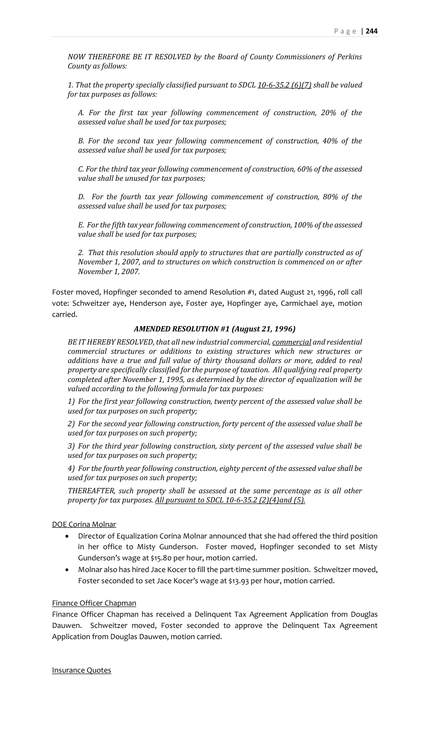*NOW THEREFORE BE IT RESOLVED by the Board of County Commissioners of Perkins County as follows:*

*1. That the property specially classified pursuant to SDCL <u>10-6-35.2 (6)(7)</u> shall be valued for tax purposes as follows:*

*A. For the first tax year following commencement of construction, 20% of the assessed value shall be used for tax purposes;*

*B. For the second tax year following commencement of construction, 40% of the assessed value shall be used for tax purposes;*

*C. For the third tax year following commencement of construction, 60% of the assessed value shall be unused for tax purposes;*

*D. For the fourth tax year following commencement of construction, 80% of the assessed value shall be used for tax purposes;*

*E. For the fifth tax year following commencement of construction, 100% of the assessed value shall be used for tax purposes;*

*2. That this resolution should apply to structures that are partially constructed as of November 1, 2007, and to structures on which construction is commenced on or after November 1, 2007.*

Foster moved, Hopfinger seconded to amend Resolution #1, dated August 21, 1996, roll call vote: Schweitzer aye, Henderson aye, Foster aye, Hopfinger aye, Carmichael aye, motion carried.

***AMENDED RESOLUTION #1 (August 21, 1996)***

*BE IT HEREBY RESOLVED, that all new industrial commercial, <u>commercial</u> and residential commercial structures or additions to existing structures which new structures or additions have a true and full value of thirty thousand dollars or more, added to real property are specifically classified for the purpose of taxation. All qualifying real property completed after November 1, 1995, as determined by the director of equalization will be valued according to the following formula for tax purposes:*

*1) For the first year following construction, twenty percent of the assessed value shall be used for tax purposes on such property;*

*2) For the second year following construction, forty percent of the assessed value shall be used for tax purposes on such property;*

*3) For the third year following construction, sixty percent of the assessed value shall be used for tax purposes on such property;*

*4) For the fourth year following construction, eighty percent of the assessed value shall be used for tax purposes on such property;*

*THEREAFTER, such property shall be assessed at the same percentage as is all other property for tax purposes. <u>All pursuant to SDCL 10-6-35.2 (2)(4)and (5).</u>*

<u>DOE Corina Molnar</u>

- Director of Equalization Corina Molnar announced that she had offered the third position in her office to Misty Gunderson. Foster moved, Hopfinger seconded to set Misty Gunderson's wage at $15.80 per hour, motion carried.
- Molnar also has hired Jace Kocer to fill the part-time summer position. Schweitzer moved, Foster seconded to set Jace Kocer's wage at $13.93 per hour, motion carried.

<u>Finance Officer Chapman</u>

Finance Officer Chapman has received a Delinquent Tax Agreement Application from Douglas Dauwen. Schweitzer moved, Foster seconded to approve the Delinquent Tax Agreement Application from Douglas Dauwen, motion carried.

<u>Insurance Quotes</u>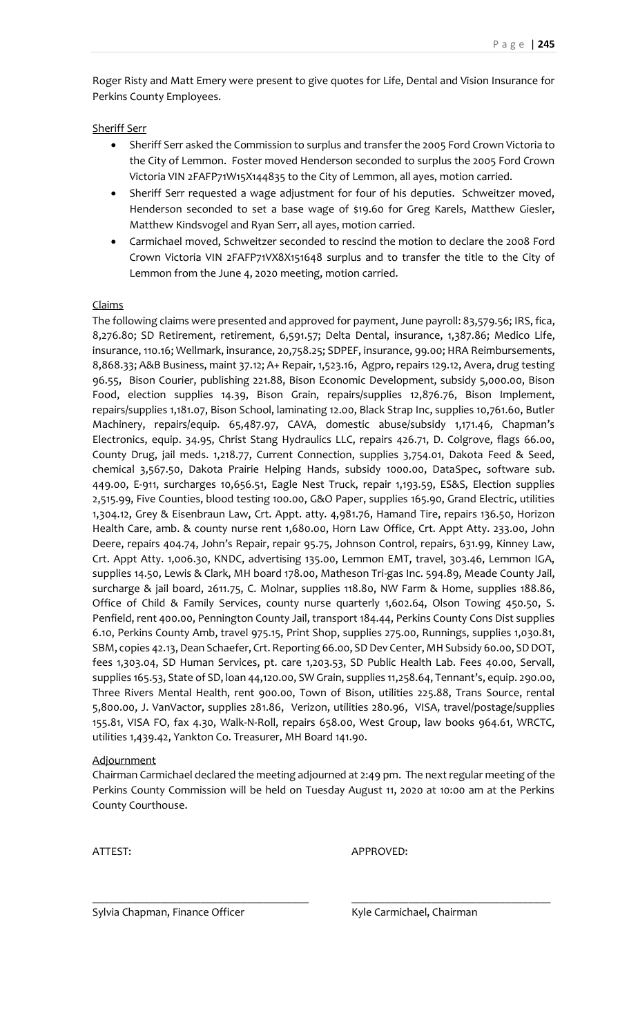Roger Risty and Matt Emery were present to give quotes for Life, Dental and Vision Insurance for Perkins County Employees.

Sheriff Serr

- Sheriff Serr asked the Commission to surplus and transfer the 2005 Ford Crown Victoria to the City of Lemmon. Foster moved Henderson seconded to surplus the 2005 Ford Crown Victoria VIN 2FAFP71W15X144835 to the City of Lemmon, all ayes, motion carried.
- Sheriff Serr requested a wage adjustment for four of his deputies. Schweitzer moved, Henderson seconded to set a base wage of $19.60 for Greg Karels, Matthew Giesler, Matthew Kindsvogel and Ryan Serr, all ayes, motion carried.
- Carmichael moved, Schweitzer seconded to rescind the motion to declare the 2008 Ford Crown Victoria VIN 2FAFP71VX8X151648 surplus and to transfer the title to the City of Lemmon from the June 4, 2020 meeting, motion carried.

Claims

The following claims were presented and approved for payment, June payroll: 83,579.56; IRS, fica, 8,276.80; SD Retirement, retirement, 6,591.57; Delta Dental, insurance, 1,387.86; Medico Life, insurance, 110.16; Wellmark, insurance, 20,758.25; SDPEF, insurance, 99.00; HRA Reimbursements, 8,868.33; A&B Business, maint 37.12; A+ Repair, 1,523.16, Agpro, repairs 129.12, Avera, drug testing 96.55, Bison Courier, publishing 221.88, Bison Economic Development, subsidy 5,000.00, Bison Food, election supplies 14.39, Bison Grain, repairs/supplies 12,876.76, Bison Implement, repairs/supplies 1,181.07, Bison School, laminating 12.00, Black Strap Inc, supplies 10,761.60, Butler Machinery, repairs/equip. 65,487.97, CAVA, domestic abuse/subsidy 1,171.46, Chapman's Electronics, equip. 34.95, Christ Stang Hydraulics LLC, repairs 426.71, D. Colgrove, flags 66.00, County Drug, jail meds. 1,218.77, Current Connection, supplies 3,754.01, Dakota Feed & Seed, chemical 3,567.50, Dakota Prairie Helping Hands, subsidy 1000.00, DataSpec, software sub. 449.00, E-911, surcharges 10,656.51, Eagle Nest Truck, repair 1,193.59, ES&S, Election supplies 2,515.99, Five Counties, blood testing 100.00, G&O Paper, supplies 165.90, Grand Electric, utilities 1,304.12, Grey & Eisenbraun Law, Crt. Appt. atty. 4,981.76, Hamand Tire, repairs 136.50, Horizon Health Care, amb. & county nurse rent 1,680.00, Horn Law Office, Crt. Appt Atty. 233.00, John Deere, repairs 404.74, John's Repair, repair 95.75, Johnson Control, repairs, 631.99, Kinney Law, Crt. Appt Atty. 1,006.30, KNDC, advertising 135.00, Lemmon EMT, travel, 303.46, Lemmon IGA, supplies 14.50, Lewis & Clark, MH board 178.00, Matheson Tri-gas Inc. 594.89, Meade County Jail, surcharge & jail board, 2611.75, C. Molnar, supplies 118.80, NW Farm & Home, supplies 188.86, Office of Child & Family Services, county nurse quarterly 1,602.64, Olson Towing 450.50, S. Penfield, rent 400.00, Pennington County Jail, transport 184.44, Perkins County Cons Dist supplies 6.10, Perkins County Amb, travel 975.15, Print Shop, supplies 275.00, Runnings, supplies 1,030.81, SBM, copies 42.13, Dean Schaefer, Crt. Reporting 66.00, SD Dev Center, MH Subsidy 60.00, SD DOT, fees 1,303.04, SD Human Services, pt. care 1,203.53, SD Public Health Lab. Fees 40.00, Servall, supplies 165.53, State of SD, loan 44,120.00, SW Grain, supplies 11,258.64, Tennant's, equip. 290.00, Three Rivers Mental Health, rent 900.00, Town of Bison, utilities 225.88, Trans Source, rental 5,800.00, J. VanVactor, supplies 281.86, Verizon, utilities 280.96, VISA, travel/postage/supplies 155.81, VISA FO, fax 4.30, Walk-N-Roll, repairs 658.00, West Group, law books 964.61, WRCTC, utilities 1,439.42, Yankton Co. Treasurer, MH Board 141.90.

Adjournment

Chairman Carmichael declared the meeting adjourned at 2:49 pm. The next regular meeting of the Perkins County Commission will be held on Tuesday August 11, 2020 at 10:00 am at the Perkins County Courthouse.

ATTEST: APPROVED:

\_\_\_\_\_\_\_\_\_\_\_\_\_\_\_\_\_\_\_\_\_\_\_\_\_\_\_\_\_\_ \_\_\_\_\_\_\_\_\_\_\_\_\_\_\_\_\_\_\_\_\_\_\_\_\_\_\_\_\_\_

Sylvia Chapman, Finance Officer Kyle Carmichael, Chairman